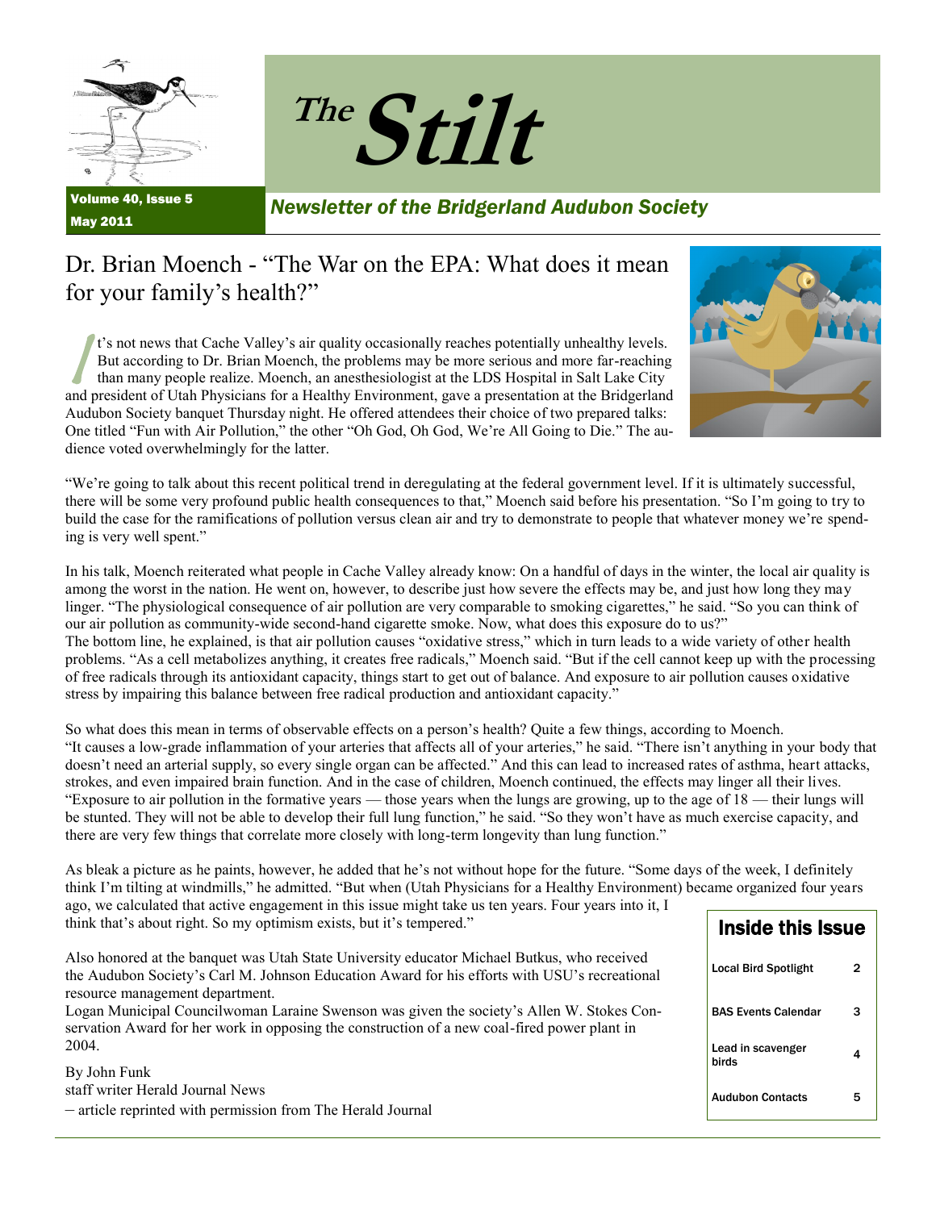# The Stilt

**Volume 40, Issue 5**
**May 2011**

*Newsletter of the Bridgerland Audubon Society*

## Dr. Brian Moench - "The War on the EPA: What does it mean for your family's health?"

It's not news that Cache Valley's air quality occasionally reaches potentially unhealthy levels. But according to Dr. Brian Moench, the problems may be more serious and more far-reaching than many people realize. Moench, an anesthesiologist at the LDS Hospital in Salt Lake City and president of Utah Physicians for a Healthy Environment, gave a presentation at the Bridgerland Audubon Society banquet Thursday night. He offered attendees their choice of two prepared talks: One titled "Fun with Air Pollution," the other "Oh God, Oh God, We're All Going to Die." The audience voted overwhelmingly for the latter.

"We're going to talk about this recent political trend in deregulating at the federal government level. If it is ultimately successful, there will be some very profound public health consequences to that," Moench said before his presentation. "So I'm going to try to build the case for the ramifications of pollution versus clean air and try to demonstrate to people that whatever money we're spending is very well spent."

In his talk, Moench reiterated what people in Cache Valley already know: On a handful of days in the winter, the local air quality is among the worst in the nation. He went on, however, to describe just how severe the effects may be, and just how long they may linger. "The physiological consequence of air pollution are very comparable to smoking cigarettes," he said. "So you can think of our air pollution as community-wide second-hand cigarette smoke. Now, what does this exposure do to us?"
The bottom line, he explained, is that air pollution causes "oxidative stress," which in turn leads to a wide variety of other health problems. "As a cell metabolizes anything, it creates free radicals," Moench said. "But if the cell cannot keep up with the processing of free radicals through its antioxidant capacity, things start to get out of balance. And exposure to air pollution causes oxidative stress by impairing this balance between free radical production and antioxidant capacity."

So what does this mean in terms of observable effects on a person's health? Quite a few things, according to Moench.
"It causes a low-grade inflammation of your arteries that affects all of your arteries," he said. "There isn't anything in your body that doesn't need an arterial supply, so every single organ can be affected." And this can lead to increased rates of asthma, heart attacks, strokes, and even impaired brain function. And in the case of children, Moench continued, the effects may linger all their lives. "Exposure to air pollution in the formative years — those years when the lungs are growing, up to the age of 18 — their lungs will be stunted. They will not be able to develop their full lung function," he said. "So they won't have as much exercise capacity, and there are very few things that correlate more closely with long-term longevity than lung function."

As bleak a picture as he paints, however, he added that he's not without hope for the future. "Some days of the week, I definitely think I'm tilting at windmills," he admitted. "But when (Utah Physicians for a Healthy Environment) became organized four years ago, we calculated that active engagement in this issue might take us ten years. Four years into it, I think that's about right. So my optimism exists, but it's tempered."

Also honored at the banquet was Utah State University educator Michael Butkus, who received the Audubon Society's Carl M. Johnson Education Award for his efforts with USU's recreational resource management department.
Logan Municipal Councilwoman Laraine Swenson was given the society's Allen W. Stokes Conservation Award for her work in opposing the construction of a new coal-fired power plant in 2004.

By John Funk
staff writer Herald Journal News
– article reprinted with permission from The Herald Journal

### Inside this Issue

| | |
|---|---|
| Local Bird Spotlight | 2 |
| BAS Events Calendar | 3 |
| Lead in scavenger birds | 4 |
| Audubon Contacts | 5 |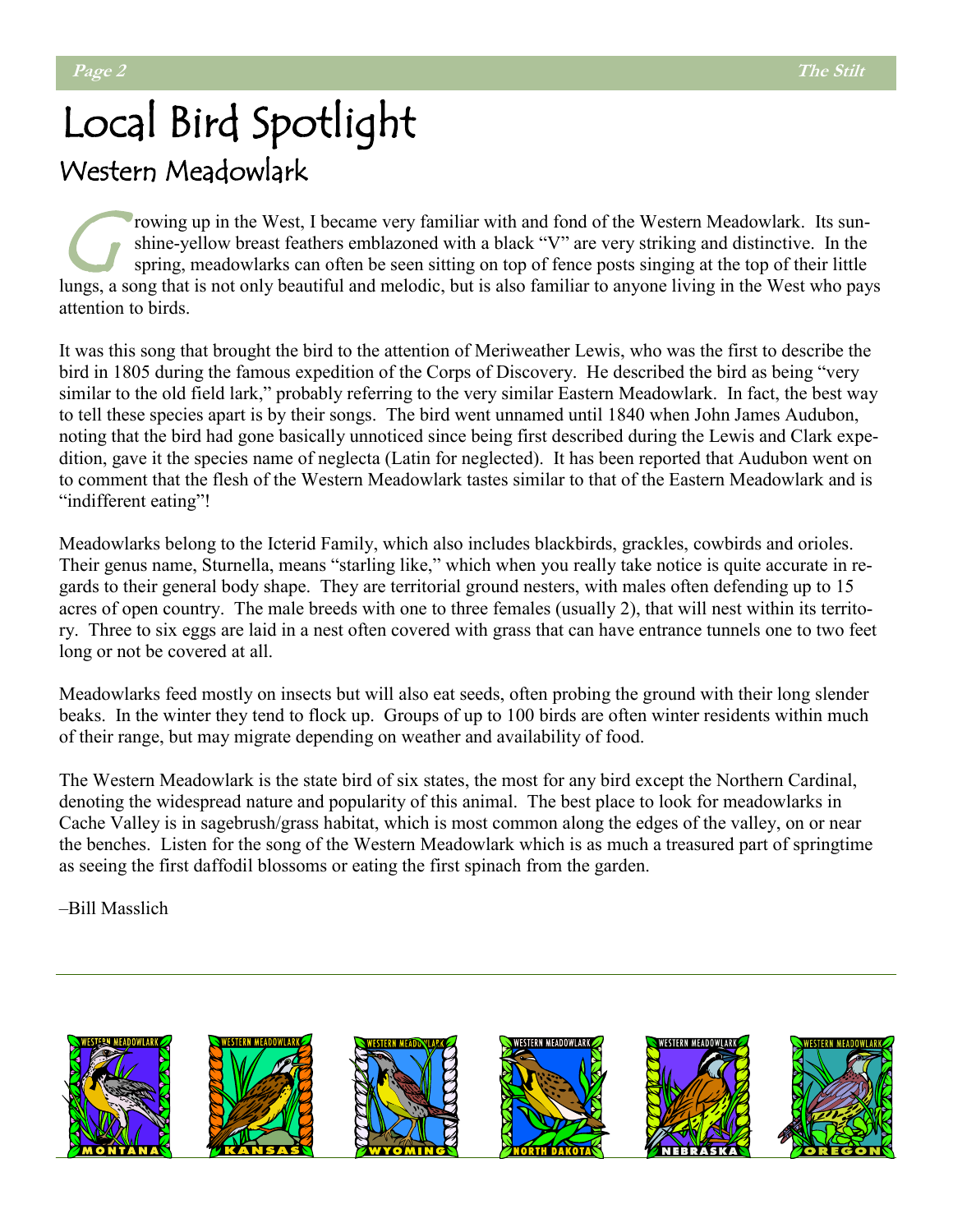# Local Bird Spotlight

## Western Meadowlark

Growing up in the West, I became very familiar with and fond of the Western Meadowlark. Its sunshine-yellow breast feathers emblazoned with a black "V" are very striking and distinctive. In the spring, meadowlarks can often be seen sitting on top of fence posts singing at the top of their little lungs, a song that is not only beautiful and melodic, but is also familiar to anyone living in the West who pays attention to birds.

It was this song that brought the bird to the attention of Meriweather Lewis, who was the first to describe the bird in 1805 during the famous expedition of the Corps of Discovery. He described the bird as being "very similar to the old field lark," probably referring to the very similar Eastern Meadowlark. In fact, the best way to tell these species apart is by their songs. The bird went unnamed until 1840 when John James Audubon, noting that the bird had gone basically unnoticed since being first described during the Lewis and Clark expedition, gave it the species name of neglecta (Latin for neglected). It has been reported that Audubon went on to comment that the flesh of the Western Meadowlark tastes similar to that of the Eastern Meadowlark and is "indifferent eating"!

Meadowlarks belong to the Icterid Family, which also includes blackbirds, grackles, cowbirds and orioles. Their genus name, Sturnella, means "starling like," which when you really take notice is quite accurate in regards to their general body shape. They are territorial ground nesters, with males often defending up to 15 acres of open country. The male breeds with one to three females (usually 2), that will nest within its territory. Three to six eggs are laid in a nest often covered with grass that can have entrance tunnels one to two feet long or not be covered at all.

Meadowlarks feed mostly on insects but will also eat seeds, often probing the ground with their long slender beaks. In the winter they tend to flock up. Groups of up to 100 birds are often winter residents within much of their range, but may migrate depending on weather and availability of food.

The Western Meadowlark is the state bird of six states, the most for any bird except the Northern Cardinal, denoting the widespread nature and popularity of this animal. The best place to look for meadowlarks in Cache Valley is in sagebrush/grass habitat, which is most common along the edges of the valley, on or near the benches. Listen for the song of the Western Meadowlark which is as much a treasured part of springtime as seeing the first daffodil blossoms or eating the first spinach from the garden.

–Bill Masslich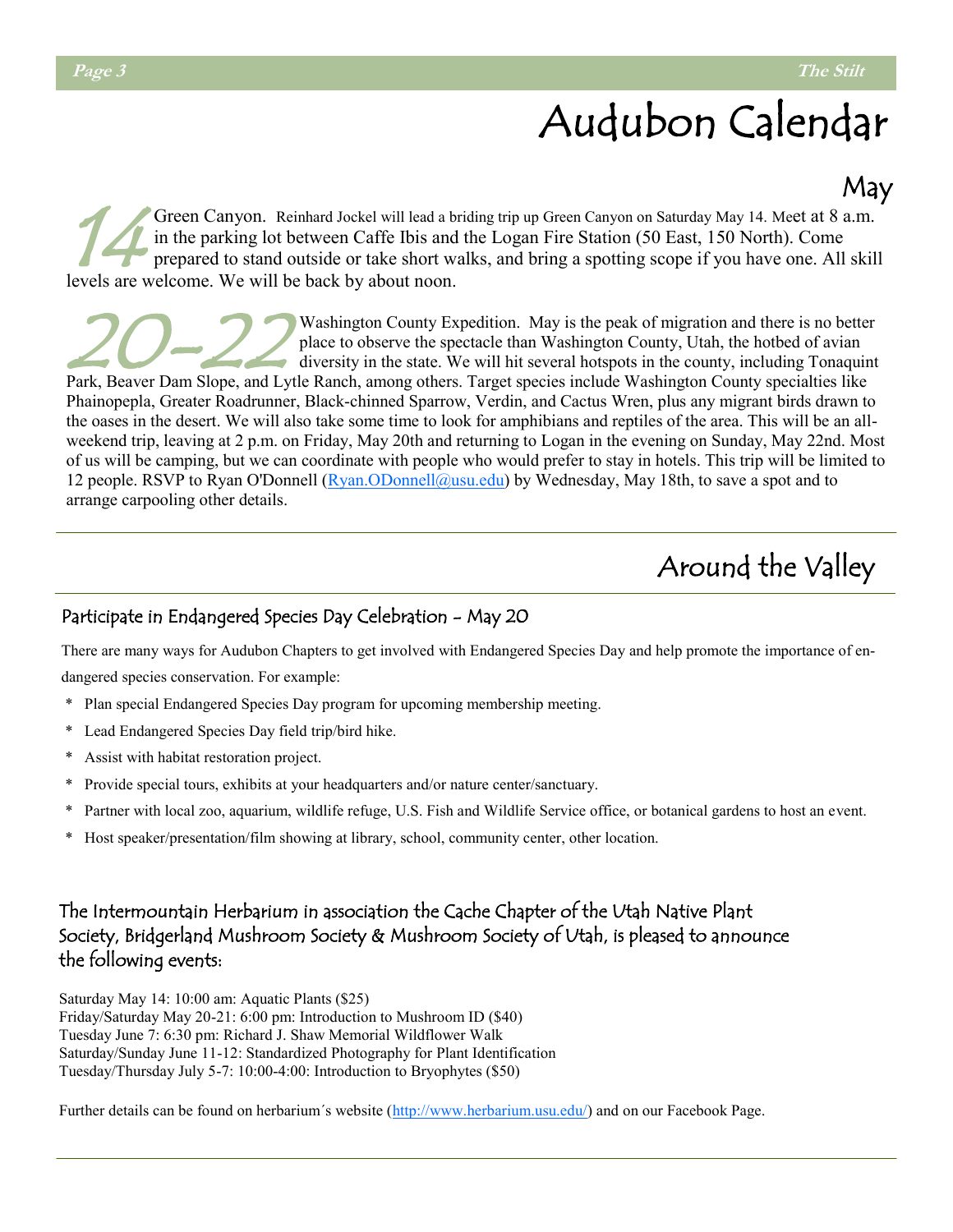# Audubon Calendar

## May

**14** Green Canyon. Reinhard Jockel will lead a briding trip up Green Canyon on Saturday May 14. Meet at 8 a.m. in the parking lot between Caffe Ibis and the Logan Fire Station (50 East, 150 North). Come prepared to stand outside or take short walks, and bring a spotting scope if you have one. All skill levels are welcome. We will be back by about noon.

**20-22** Washington County Expedition. May is the peak of migration and there is no better place to observe the spectacle than Washington County, Utah, the hotbed of avian diversity in the state. We will hit several hotspots in the county, including Tonaquint Park, Beaver Dam Slope, and Lytle Ranch, among others. Target species include Washington County specialties like Phainopepla, Greater Roadrunner, Black-chinned Sparrow, Verdin, and Cactus Wren, plus any migrant birds drawn to the oases in the desert. We will also take some time to look for amphibians and reptiles of the area. This will be an all-weekend trip, leaving at 2 p.m. on Friday, May 20th and returning to Logan in the evening on Sunday, May 22nd. Most of us will be camping, but we can coordinate with people who would prefer to stay in hotels. This trip will be limited to 12 people. RSVP to Ryan O'Donnell (Ryan.ODonnell@usu.edu) by Wednesday, May 18th, to save a spot and to arrange carpooling other details.

# Around the Valley

### Participate in Endangered Species Day Celebration - May 20

There are many ways for Audubon Chapters to get involved with Endangered Species Day and help promote the importance of endangered species conservation. For example:

- Plan special Endangered Species Day program for upcoming membership meeting.
- Lead Endangered Species Day field trip/bird hike.
- Assist with habitat restoration project.
- Provide special tours, exhibits at your headquarters and/or nature center/sanctuary.
- Partner with local zoo, aquarium, wildlife refuge, U.S. Fish and Wildlife Service office, or botanical gardens to host an event.
- Host speaker/presentation/film showing at library, school, community center, other location.

### The Intermountain Herbarium in association the Cache Chapter of the Utah Native Plant Society, Bridgerland Mushroom Society & Mushroom Society of Utah, is pleased to announce the following events:

Saturday May 14: 10:00 am: Aquatic Plants ($25)
Friday/Saturday May 20-21: 6:00 pm: Introduction to Mushroom ID ($40)
Tuesday June 7: 6:30 pm: Richard J. Shaw Memorial Wildflower Walk
Saturday/Sunday June 11-12: Standardized Photography for Plant Identification
Tuesday/Thursday July 5-7: 10:00-4:00: Introduction to Bryophytes ($50)

Further details can be found on herbarium´s website (http://www.herbarium.usu.edu/) and on our Facebook Page.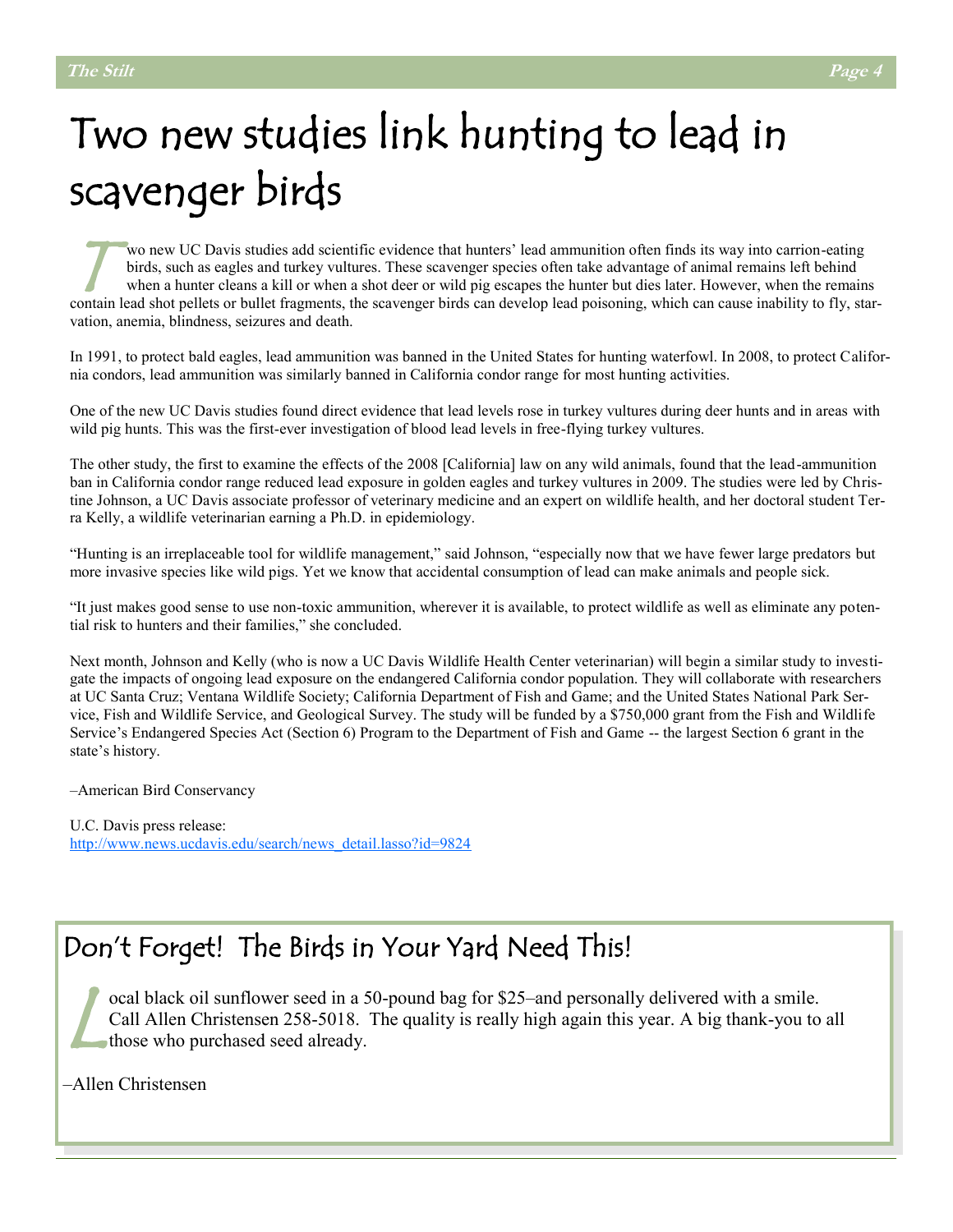# Two new studies link hunting to lead in scavenger birds

Two new UC Davis studies add scientific evidence that hunters' lead ammunition often finds its way into carrion-eating birds, such as eagles and turkey vultures. These scavenger species often take advantage of animal remains left behind when a hunter cleans a kill or when a shot deer or wild pig escapes the hunter but dies later. However, when the remains contain lead shot pellets or bullet fragments, the scavenger birds can develop lead poisoning, which can cause inability to fly, starvation, anemia, blindness, seizures and death.

In 1991, to protect bald eagles, lead ammunition was banned in the United States for hunting waterfowl. In 2008, to protect California condors, lead ammunition was similarly banned in California condor range for most hunting activities.

One of the new UC Davis studies found direct evidence that lead levels rose in turkey vultures during deer hunts and in areas with wild pig hunts. This was the first-ever investigation of blood lead levels in free-flying turkey vultures.

The other study, the first to examine the effects of the 2008 [California] law on any wild animals, found that the lead-ammunition ban in California condor range reduced lead exposure in golden eagles and turkey vultures in 2009. The studies were led by Christine Johnson, a UC Davis associate professor of veterinary medicine and an expert on wildlife health, and her doctoral student Terra Kelly, a wildlife veterinarian earning a Ph.D. in epidemiology.

"Hunting is an irreplaceable tool for wildlife management," said Johnson, "especially now that we have fewer large predators but more invasive species like wild pigs. Yet we know that accidental consumption of lead can make animals and people sick.

"It just makes good sense to use non-toxic ammunition, wherever it is available, to protect wildlife as well as eliminate any potential risk to hunters and their families," she concluded.

Next month, Johnson and Kelly (who is now a UC Davis Wildlife Health Center veterinarian) will begin a similar study to investigate the impacts of ongoing lead exposure on the endangered California condor population. They will collaborate with researchers at UC Santa Cruz; Ventana Wildlife Society; California Department of Fish and Game; and the United States National Park Service, Fish and Wildlife Service, and Geological Survey. The study will be funded by a $750,000 grant from the Fish and Wildlife Service's Endangered Species Act (Section 6) Program to the Department of Fish and Game -- the largest Section 6 grant in the state's history.

–American Bird Conservancy

U.C. Davis press release:
http://www.news.ucdavis.edu/search/news_detail.lasso?id=9824

## Don't Forget! The Birds in Your Yard Need This!

Local black oil sunflower seed in a 50-pound bag for $25–and personally delivered with a smile. Call Allen Christensen 258-5018. The quality is really high again this year. A big thank-you to all those who purchased seed already.

–Allen Christensen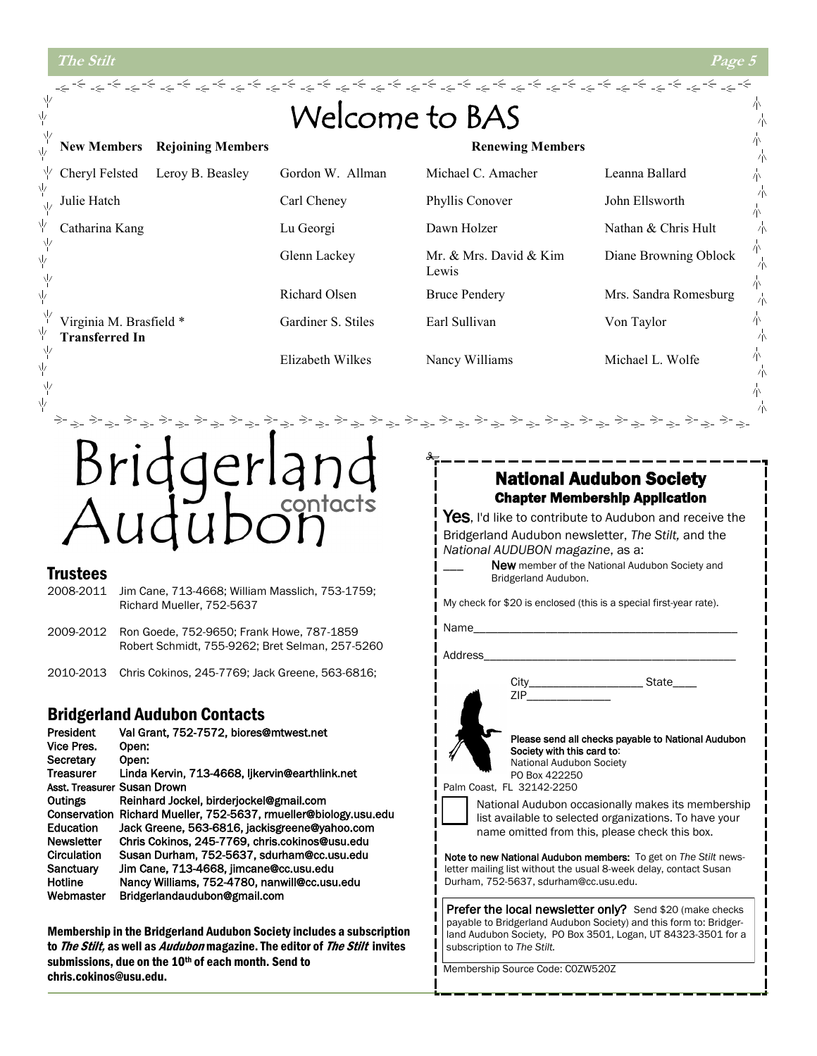# Welcome to BAS

| New Members | Rejoining Members | Renewing Members | | |
|---|---|---|---|---|
| Cheryl Felsted | Leroy B. Beasley | Gordon W. Allman | Michael C. Amacher | Leanna Ballard |
| Julie Hatch | | Carl Cheney | Phyllis Conover | John Ellsworth |
| Catharina Kang | | Lu Georgi | Dawn Holzer | Nathan & Chris Hult |
| | | Glenn Lackey | Mr. & Mrs. David & Kim Lewis | Diane Browning Oblock |
| | | Richard Olsen | Bruce Pendery | Mrs. Sandra Romesburg |
| Virginia M. Brasfield * **Transferred In** | | Gardiner S. Stiles | Earl Sullivan | Von Taylor |
| | | Elizabeth Wilkes | Nancy Williams | Michael L. Wolfe |

# Bridgerland Audubon contacts

## Trustees

2008-2011 Jim Cane, 713-4668; William Masslich, 753-1759; Richard Mueller, 752-5637

2009-2012 Ron Goede, 752-9650; Frank Howe, 787-1859 Robert Schmidt, 755-9262; Bret Selman, 257-5260

2010-2013 Chris Cokinos, 245-7769; Jack Greene, 563-6816;

## Bridgerland Audubon Contacts

| | |
|---|---|
| President | Val Grant, 752-7572, biores@mtwest.net |
| Vice Pres. | Open: |
| Secretary | Open: |
| Treasurer | Linda Kervin, 713-4668, ljkervin@earthlink.net |
| Asst. Treasurer | Susan Drown |
| Outings | Reinhard Jockel, birderjockel@gmail.com |
| Conservation | Richard Mueller, 752-5637, rmueller@biology.usu.edu |
| Education | Jack Greene, 563-6816, jackisgreene@yahoo.com |
| Newsletter | Chris Cokinos, 245-7769, chris.cokinos@usu.edu |
| Circulation | Susan Durham, 752-5637, sdurham@cc.usu.edu |
| Sanctuary | Jim Cane, 713-4668, jimcane@cc.usu.edu |
| Hotline | Nancy Williams, 752-4780, nanwill@cc.usu.edu |
| Webmaster | Bridgerlandaudubon@gmail.com |

**Membership in the Bridgerland Audubon Society includes a subscription to *The Stilt,* as well as *Audubon* magazine. The editor of *The Stilt* invites submissions, due on the 10th of each month. Send to chris.cokinos@usu.edu.**

## National Audubon Society
### Chapter Membership Application

**Yes**, I'd like to contribute to Audubon and receive the Bridgerland Audubon newsletter, *The Stilt,* and the *National AUDUBON magazine*, as a:

___ **New** member of the National Audubon Society and Bridgerland Audubon.

My check for $20 is enclosed (this is a special first-year rate).

Name_______________________________________

Address_____________________________________

City__________________ State____

ZIP_____________

**Please send all checks payable to National Audubon Society with this card to:**
National Audubon Society
PO Box 422250
Palm Coast, FL 32142-2250

☐ National Audubon occasionally makes its membership list available to selected organizations. To have your name omitted from this, please check this box.

**Note to new National Audubon members:** To get on *The Stilt* newsletter mailing list without the usual 8-week delay, contact Susan Durham, 752-5637, sdurham@cc.usu.edu.

**Prefer the local newsletter only?** Send $20 (make checks payable to Bridgerland Audubon Society) and this form to: Bridgerland Audubon Society, PO Box 3501, Logan, UT 84323-3501 for a subscription to *The Stilt.*

Membership Source Code: C0ZW520Z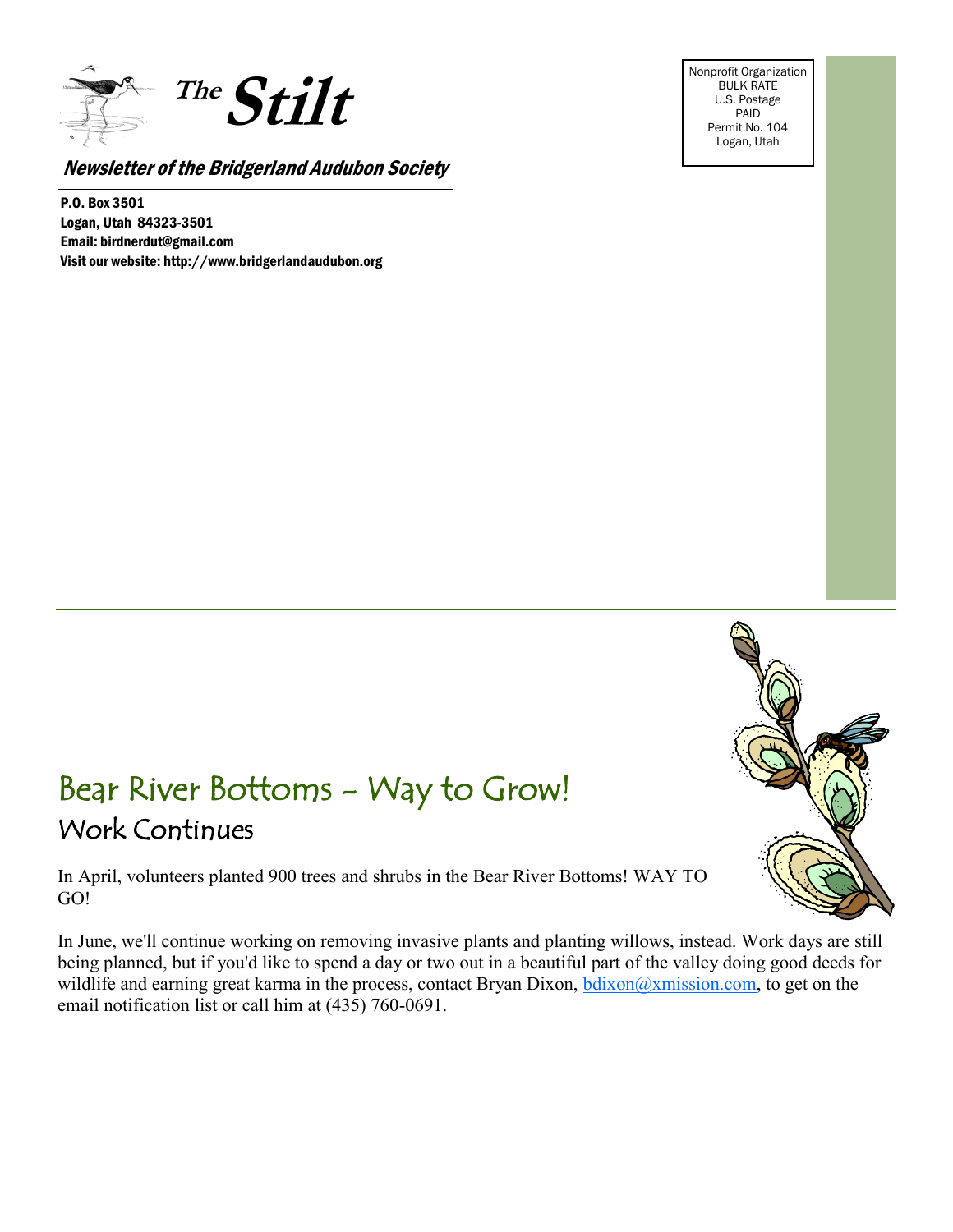# The Stilt

***Newsletter of the Bridgerland Audubon Society***

**P.O. Box 3501**
**Logan, Utah 84323-3501**
**Email: birdnerdut@gmail.com**
**Visit our website: http://www.bridgerlandaudubon.org**

Nonprofit Organization
BULK RATE
U.S. Postage
PAID
Permit No. 104
Logan, Utah

## Bear River Bottoms - Way to Grow!

### Work Continues

In April, volunteers planted 900 trees and shrubs in the Bear River Bottoms! WAY TO GO!

In June, we'll continue working on removing invasive plants and planting willows, instead. Work days are still being planned, but if you'd like to spend a day or two out in a beautiful part of the valley doing good deeds for wildlife and earning great karma in the process, contact Bryan Dixon, bdixon@xmission.com, to get on the email notification list or call him at (435) 760-0691.